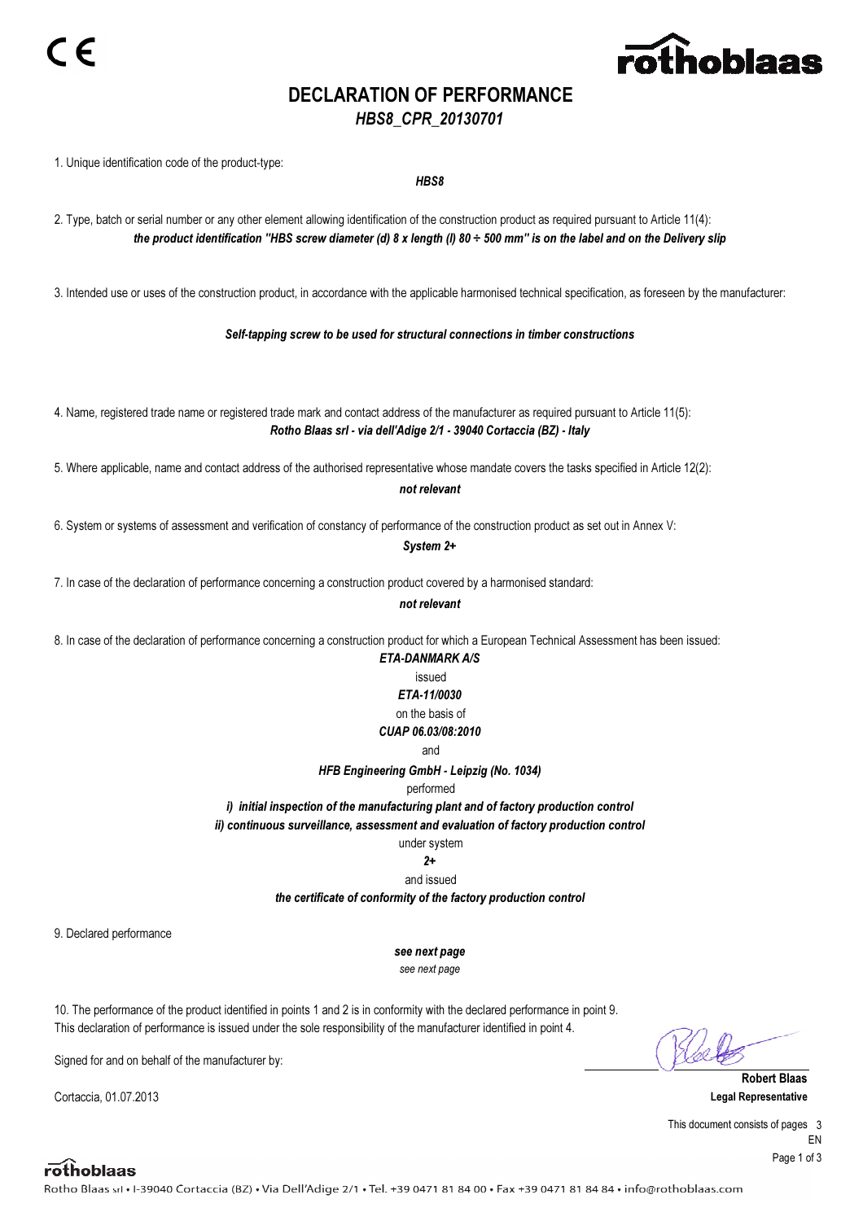CE

# DECLARATION OF PERFORMANCE

*HBS8_CPR_20130701*

1. Unique identification code of the product-type:

***HBS8***

2. Type, batch or serial number or any other element allowing identification of the construction product as required pursuant to Article 11(4):

***the product identification "HBS screw diameter (d) 8 x length (l) 80 ÷ 500 mm" is on the label and on the Delivery slip***

3. Intended use or uses of the construction product, in accordance with the applicable harmonised technical specification, as foreseen by the manufacturer:

***Self-tapping screw to be used for structural connections in timber constructions***

4. Name, registered trade name or registered trade mark and contact address of the manufacturer as required pursuant to Article 11(5):

***Rotho Blaas srl - via dell'Adige 2/1 - 39040 Cortaccia (BZ) - Italy***

5. Where applicable, name and contact address of the authorised representative whose mandate covers the tasks specified in Article 12(2):

***not relevant***

6. System or systems of assessment and verification of constancy of performance of the construction product as set out in Annex V:

***System 2+***

7. In case of the declaration of performance concerning a construction product covered by a harmonised standard:

***not relevant***

8. In case of the declaration of performance concerning a construction product for which a European Technical Assessment has been issued:

***ETA-DANMARK A/S***

issued

***ETA-11/0030***

on the basis of

***CUAP 06.03/08:2010***

and

***HFB Engineering GmbH - Leipzig (No. 1034)***

performed

***i) initial inspection of the manufacturing plant and of factory production control***

***ii) continuous surveillance, assessment and evaluation of factory production control***

under system

***2+***

and issued

***the certificate of conformity of the factory production control***

9. Declared performance

***see next page***

*see next page*

10. The performance of the product identified in points 1 and 2 is in conformity with the declared performance in point 9.
This declaration of performance is issued under the sole responsibility of the manufacturer identified in point 4.

Signed for and on behalf of the manufacturer by:

**Robert Blaas**
**Legal Representative**

Cortaccia, 01.07.2013

This document consists of pages 3

EN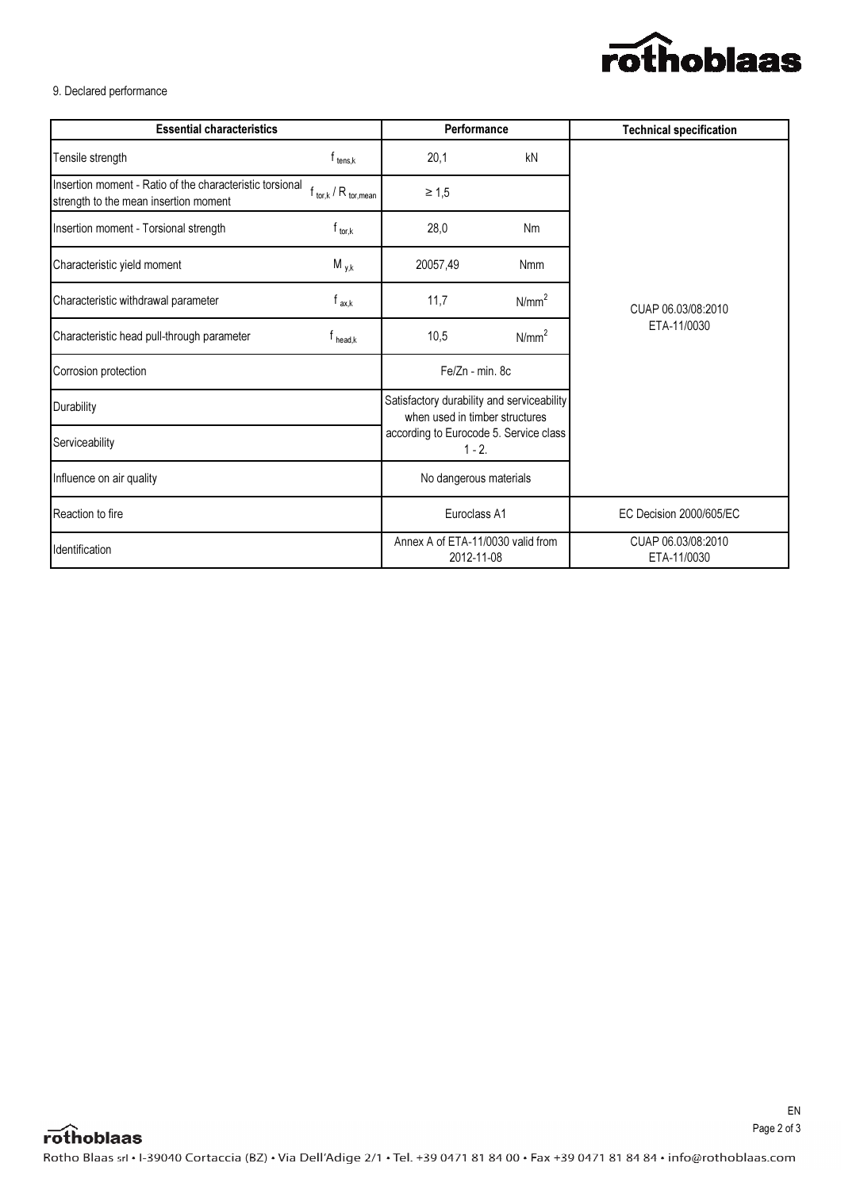9. Declared performance

| Essential characteristics | | Performance | | Technical specification |
|---|---|---|---|---|
| Tensile strength | $f_{tens,k}$ | 20,1 | kN | CUAP 06.03/08:2010 ETA-11/0030 |
| Insertion moment - Ratio of the characteristic torsional strength to the mean insertion moment | $f_{tor,k} / R_{tor,mean}$ | ≥ 1,5 | | |
| Insertion moment - Torsional strength | $f_{tor,k}$ | 28,0 | Nm | |
| Characteristic yield moment | $M_{y,k}$ | 20057,49 | Nmm | |
| Characteristic withdrawal parameter | $f_{ax,k}$ | 11,7 | $N/mm^2$ | |
| Characteristic head pull-through parameter | $f_{head,k}$ | 10,5 | $N/mm^2$ | |
| Corrosion protection | | Fe/Zn - min. 8c | | |
| Durability | | Satisfactory durability and serviceability when used in timber structures according to Eurocode 5. Service class 1 - 2. | | |
| Serviceability | | | | |
| Influence on air quality | | No dangerous materials | | |
| Reaction to fire | | Euroclass A1 | | EC Decision 2000/605/EC |
| Identification | | Annex A of ETA-11/0030 valid from 2012-11-08 | | CUAP 06.03/08:2010 ETA-11/0030 |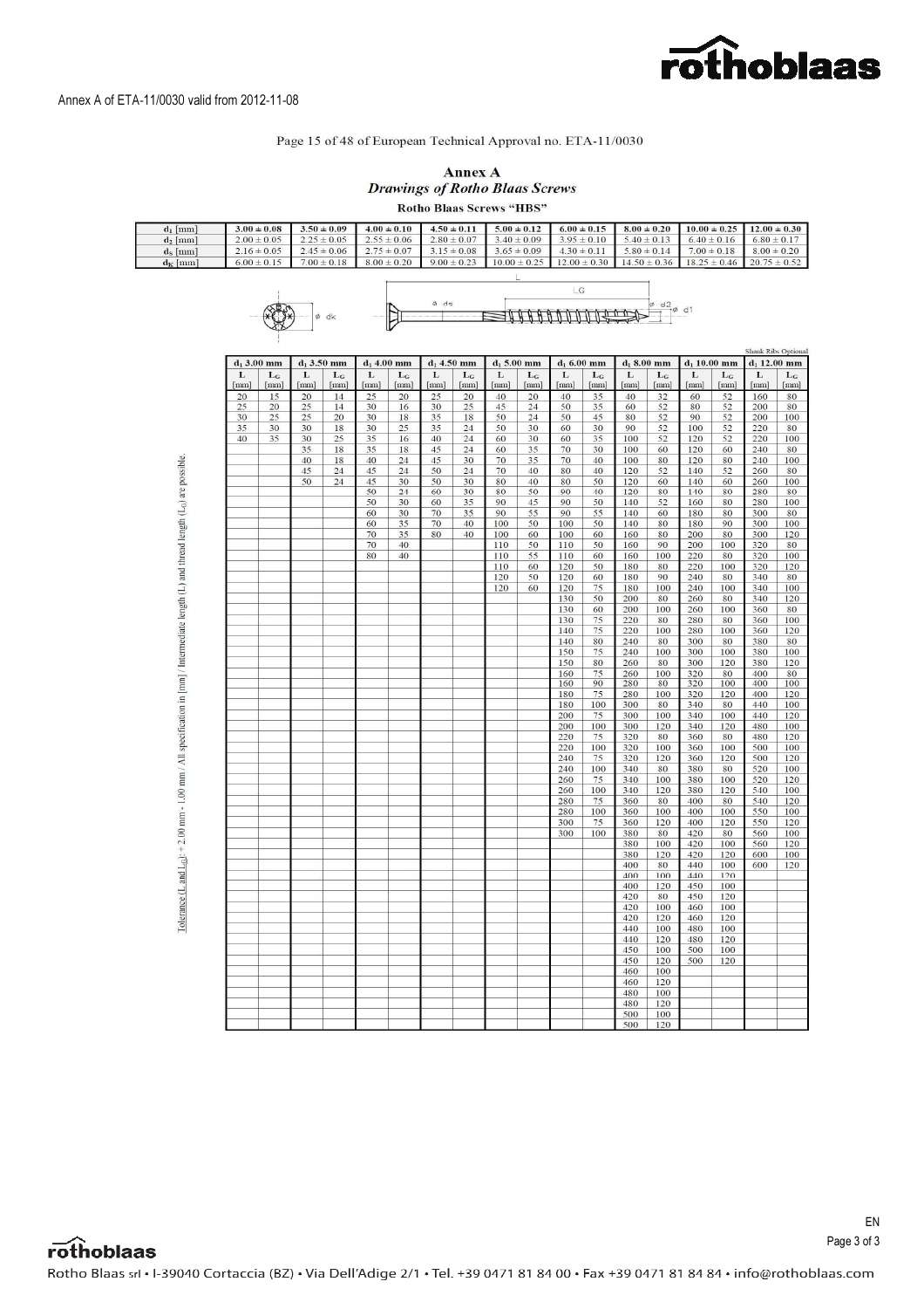Page 15 of 48 of European Technical Approval no. ETA-11/0030

# Annex A

## *Drawings of Rotho Blaas Screws*

### Rotho Blaas Screws "HBS"

| | | | | | | | | | |
|---|---|---|---|---|---|---|---|---|---|
| $d_1$ [mm] | 3.00 ± 0.08 | 3.50 ± 0.09 | 4.00 ± 0.10 | 4.50 ± 0.11 | 5.00 ± 0.12 | 6.00 ± 0.15 | 8.00 ± 0.20 | 10.00 ± 0.25 | 12.00 ± 0.30 |
| $d_2$ [mm] | 2.00 ± 0.05 | 2.25 ± 0.05 | 2.55 ± 0.06 | 2.80 ± 0.07 | 3.40 ± 0.09 | 3.95 ± 0.10 | 5.40 ± 0.13 | 6.40 ± 0.16 | 6.80 ± 0.17 |
| $d_S$ [mm] | 2.16 ± 0.05 | 2.45 ± 0.06 | 2.75 ± 0.07 | 3.15 ± 0.08 | 3.65 ± 0.09 | 4.30 ± 0.11 | 5.80 ± 0.14 | 7.00 ± 0.18 | 8.00 ± 0.20 |
| $d_K$ [mm] | 6.00 ± 0.15 | 7.00 ± 0.18 | 8.00 ± 0.20 | 9.00 ± 0.23 | 10.00 ± 0.25 | 12.00 ± 0.30 | 14.50 ± 0.36 | 18.25 ± 0.46 | 20.75 ± 0.52 |

ø dk

L

LG

ø ds

ø d2

ø d1

Shank Ribs Optional

| $d_1$ 3.00 mm | | $d_1$ 3.50 mm | | $d_1$ 4.00 mm | | $d_1$ 4.50 mm | | $d_1$ 5.00 mm | | $d_1$ 6.00 mm | | $d_1$ 8.00 mm | | $d_1$ 10.00 mm | | $d_1$ 12.00 mm | |
|---|---|---|---|---|---|---|---|---|---|---|---|---|---|---|---|---|---|
| L [mm] | $L_G$ [mm] | L [mm] | $L_G$ [mm] | L [mm] | $L_G$ [mm] | L [mm] | $L_G$ [mm] | L [mm] | $L_G$ [mm] | L [mm] | $L_G$ [mm] | L [mm] | $L_G$ [mm] | L [mm] | $L_G$ [mm] | L [mm] | $L_G$ [mm] |
| 20 | 15 | 20 | 14 | 25 | 20 | 25 | 20 | 40 | 20 | 40 | 35 | 40 | 32 | 60 | 52 | 160 | 80 |
| 25 | 20 | 25 | 14 | 30 | 16 | 30 | 25 | 45 | 24 | 50 | 35 | 60 | 52 | 80 | 52 | 200 | 80 |
| 30 | 25 | 25 | 20 | 30 | 18 | 35 | 18 | 50 | 24 | 50 | 45 | 80 | 52 | 90 | 52 | 200 | 100 |
| 35 | 30 | 30 | 18 | 30 | 25 | 35 | 24 | 50 | 30 | 60 | 30 | 90 | 52 | 100 | 52 | 220 | 80 |
| 40 | 35 | 30 | 25 | 35 | 16 | 40 | 24 | 60 | 30 | 60 | 35 | 100 | 52 | 120 | 52 | 220 | 100 |
| | | 35 | 18 | 35 | 18 | 45 | 24 | 60 | 35 | 70 | 30 | 100 | 60 | 120 | 60 | 240 | 80 |
| | | 40 | 18 | 40 | 24 | 45 | 30 | 70 | 35 | 70 | 40 | 100 | 80 | 120 | 80 | 240 | 100 |
| | | 45 | 24 | 45 | 24 | 50 | 24 | 70 | 40 | 80 | 40 | 120 | 52 | 140 | 52 | 260 | 80 |
| | | 50 | 24 | 45 | 30 | 50 | 30 | 80 | 40 | 80 | 50 | 120 | 60 | 140 | 60 | 260 | 100 |
| | | | | 50 | 24 | 60 | 30 | 80 | 50 | 90 | 40 | 120 | 80 | 140 | 80 | 280 | 80 |
| | | | | 50 | 30 | 60 | 35 | 90 | 45 | 90 | 50 | 140 | 52 | 160 | 80 | 280 | 100 |
| | | | | 60 | 30 | 70 | 35 | 90 | 55 | 90 | 55 | 140 | 60 | 180 | 80 | 300 | 80 |
| | | | | 60 | 35 | 70 | 40 | 100 | 50 | 100 | 50 | 140 | 80 | 180 | 90 | 300 | 100 |
| | | | | 70 | 35 | 80 | 40 | 100 | 60 | 100 | 60 | 160 | 80 | 200 | 80 | 300 | 120 |
| | | | | 70 | 40 | | | 110 | 50 | 110 | 50 | 160 | 90 | 200 | 100 | 320 | 80 |
| | | | | 80 | 40 | | | 110 | 55 | 110 | 60 | 160 | 100 | 220 | 80 | 320 | 100 |
| | | | | | | | | 110 | 60 | 120 | 50 | 180 | 80 | 220 | 100 | 320 | 120 |
| | | | | | | | | 120 | 50 | 120 | 60 | 180 | 90 | 240 | 80 | 340 | 80 |
| | | | | | | | | 120 | 60 | 120 | 75 | 180 | 100 | 240 | 100 | 340 | 100 |
| | | | | | | | | | | 130 | 50 | 200 | 80 | 260 | 80 | 340 | 120 |
| | | | | | | | | | | 130 | 60 | 200 | 100 | 260 | 100 | 360 | 80 |
| | | | | | | | | | | 130 | 75 | 220 | 80 | 280 | 80 | 360 | 100 |
| | | | | | | | | | | 140 | 75 | 220 | 100 | 280 | 100 | 360 | 120 |
| | | | | | | | | | | 140 | 80 | 240 | 80 | 300 | 80 | 380 | 80 |
| | | | | | | | | | | 150 | 75 | 240 | 100 | 300 | 100 | 380 | 100 |
| | | | | | | | | | | 150 | 80 | 260 | 80 | 300 | 120 | 380 | 120 |
| | | | | | | | | | | 160 | 75 | 260 | 100 | 320 | 80 | 400 | 80 |
| | | | | | | | | | | 160 | 90 | 280 | 80 | 320 | 100 | 400 | 100 |
| | | | | | | | | | | 180 | 75 | 280 | 100 | 320 | 120 | 400 | 120 |
| | | | | | | | | | | 180 | 100 | 300 | 80 | 340 | 80 | 440 | 100 |
| | | | | | | | | | | 200 | 75 | 300 | 100 | 340 | 100 | 440 | 120 |
| | | | | | | | | | | 200 | 100 | 300 | 120 | 340 | 120 | 480 | 100 |
| | | | | | | | | | | 220 | 75 | 320 | 80 | 360 | 80 | 480 | 120 |
| | | | | | | | | | | 220 | 100 | 320 | 100 | 360 | 100 | 500 | 100 |
| | | | | | | | | | | 240 | 75 | 320 | 120 | 360 | 120 | 500 | 120 |
| | | | | | | | | | | 240 | 100 | 340 | 80 | 380 | 80 | 520 | 100 |
| | | | | | | | | | | 260 | 75 | 340 | 100 | 380 | 100 | 520 | 120 |
| | | | | | | | | | | 260 | 100 | 340 | 120 | 380 | 120 | 540 | 100 |
| | | | | | | | | | | 280 | 75 | 360 | 80 | 400 | 80 | 540 | 120 |
| | | | | | | | | | | 280 | 100 | 360 | 100 | 400 | 100 | 550 | 100 |
| | | | | | | | | | | 300 | 75 | 360 | 120 | 400 | 120 | 550 | 120 |
| | | | | | | | | | | 300 | 100 | 380 | 80 | 420 | 80 | 560 | 100 |
| | | | | | | | | | | | | 380 | 100 | 420 | 100 | 560 | 120 |
| | | | | | | | | | | | | 380 | 120 | 420 | 120 | 600 | 100 |
| | | | | | | | | | | | | 400 | 80 | 440 | 100 | 600 | 120 |
| | | | | | | | | | | | | 400 | 100 | 440 | 120 | | |
| | | | | | | | | | | | | 400 | 120 | 450 | 100 | | |
| | | | | | | | | | | | | 420 | 80 | 450 | 120 | | |
| | | | | | | | | | | | | 420 | 100 | 460 | 100 | | |
| | | | | | | | | | | | | 420 | 120 | 460 | 120 | | |
| | | | | | | | | | | | | 440 | 100 | 480 | 100 | | |
| | | | | | | | | | | | | 440 | 120 | 480 | 120 | | |
| | | | | | | | | | | | | 450 | 100 | 500 | 100 | | |
| | | | | | | | | | | | | 450 | 120 | 500 | 120 | | |
| | | | | | | | | | | | | 460 | 100 | | | | |
| | | | | | | | | | | | | 460 | 120 | | | | |
| | | | | | | | | | | | | 480 | 100 | | | | |
| | | | | | | | | | | | | 480 | 120 | | | | |
| | | | | | | | | | | | | 500 | 100 | | | | |
| | | | | | | | | | | | | 500 | 120 | | | | |

Tolerance (L and $L_G$): + 2.00 mm - 1.00 mm / All specification in [mm] / Intermediate length (L) and thread length ($L_G$) are possible.